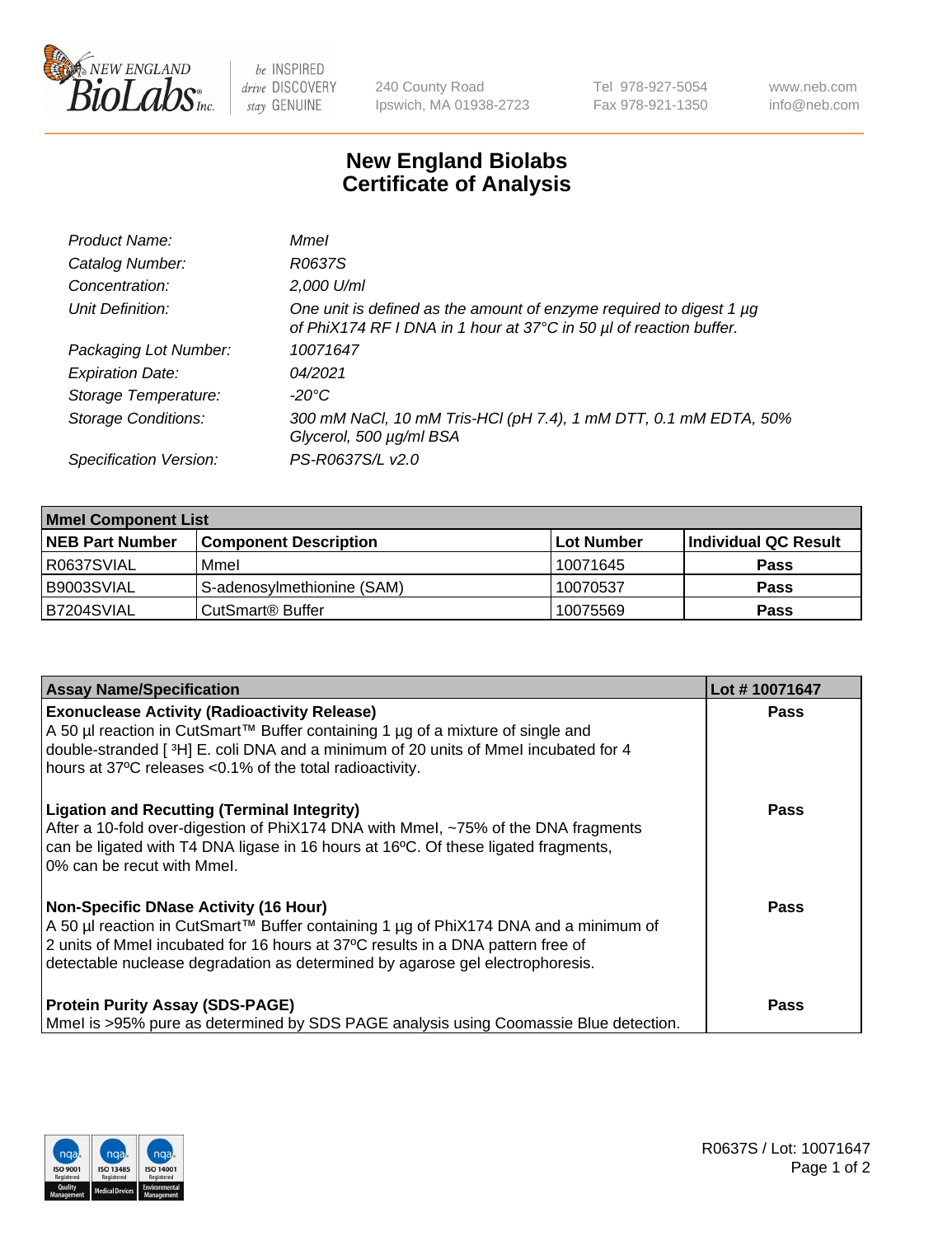240 County Road
Ipswich, MA 01938-2723

Tel 978-927-5054
Fax 978-921-1350

www.neb.com
info@neb.com

# New England Biolabs
# Certificate of Analysis

| | |
|---|---|
| *Product Name:* | *MmeI* |
| *Catalog Number:* | *R0637S* |
| *Concentration:* | *2,000 U/ml* |
| *Unit Definition:* | *One unit is defined as the amount of enzyme required to digest 1 µg of PhiX174 RF I DNA in 1 hour at 37°C in 50 µl of reaction buffer.* |
| *Packaging Lot Number:* | *10071647* |
| *Expiration Date:* | *04/2021* |
| *Storage Temperature:* | *-20°C* |
| *Storage Conditions:* | *300 mM NaCl, 10 mM Tris-HCl (pH 7.4), 1 mM DTT, 0.1 mM EDTA, 50% Glycerol, 500 µg/ml BSA* |
| *Specification Version:* | *PS-R0637S/L v2.0* |

| **MmeI Component List** | | | |
|---|---|---|---|
| **NEB Part Number** | **Component Description** | **Lot Number** | **Individual QC Result** |
| R0637SVIAL | MmeI | 10071645 | **Pass** |
| B9003SVIAL | S-adenosylmethionine (SAM) | 10070537 | **Pass** |
| B7204SVIAL | CutSmart® Buffer | 10075569 | **Pass** |

| **Assay Name/Specification** | **Lot # 10071647** |
|---|---|
| **Exonuclease Activity (Radioactivity Release)** A 50 µl reaction in CutSmart™ Buffer containing 1 µg of a mixture of single and double-stranded [ $^3$H] E. coli DNA and a minimum of 20 units of MmeI incubated for 4 hours at 37ºC releases <0.1% of the total radioactivity. | **Pass** |
| **Ligation and Recutting (Terminal Integrity)** After a 10-fold over-digestion of PhiX174 DNA with MmeI, ~75% of the DNA fragments can be ligated with T4 DNA ligase in 16 hours at 16ºC. Of these ligated fragments, 0% can be recut with MmeI. | **Pass** |
| **Non-Specific DNase Activity (16 Hour)** A 50 µl reaction in CutSmart™ Buffer containing 1 µg of PhiX174 DNA and a minimum of 2 units of MmeI incubated for 16 hours at 37ºC results in a DNA pattern free of detectable nuclease degradation as determined by agarose gel electrophoresis. | **Pass** |
| **Protein Purity Assay (SDS-PAGE)** MmeI is >95% pure as determined by SDS PAGE analysis using Coomassie Blue detection. | **Pass** |

R0637S / Lot: 10071647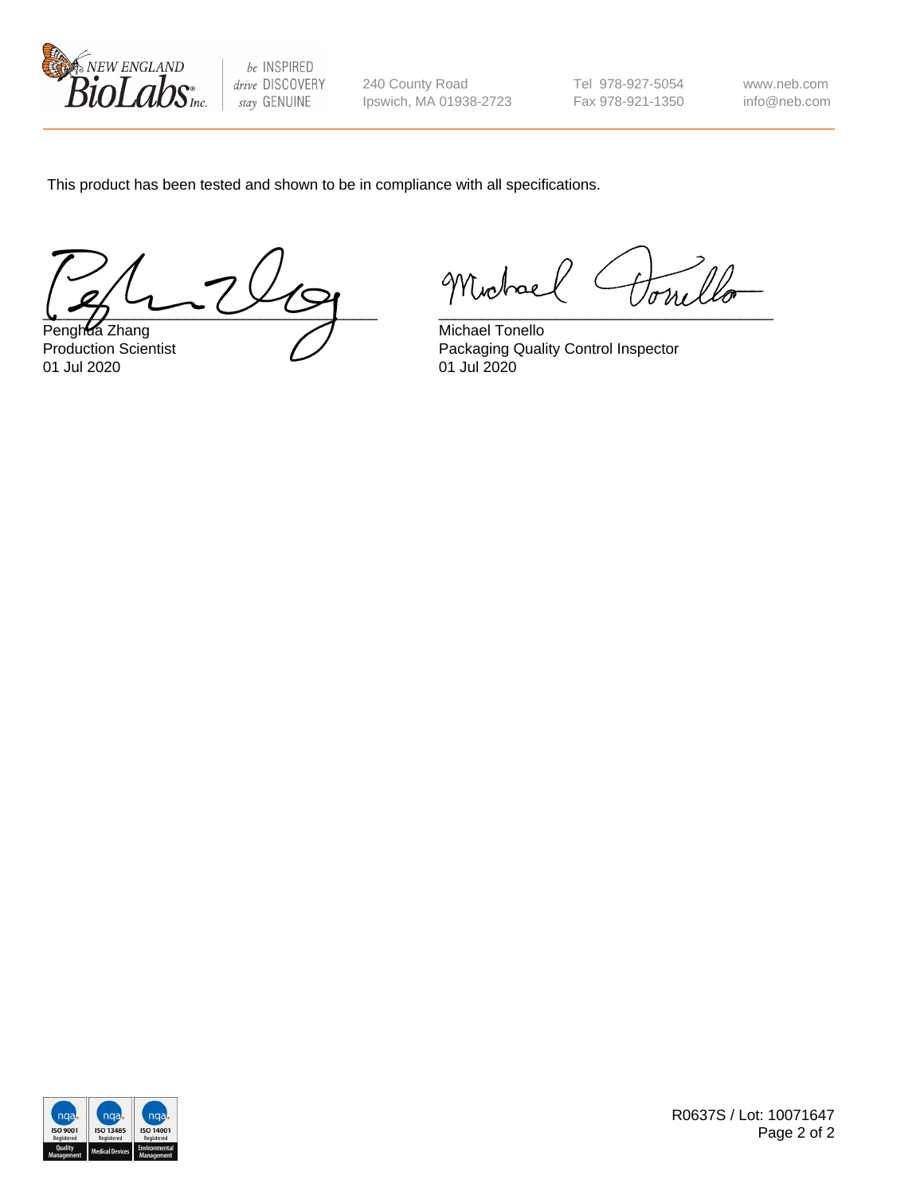This product has been tested and shown to be in compliance with all specifications.

Penghua Zhang
Production Scientist
01 Jul 2020

Michael Tonello
Packaging Quality Control Inspector
01 Jul 2020

R0637S / Lot: 10071647